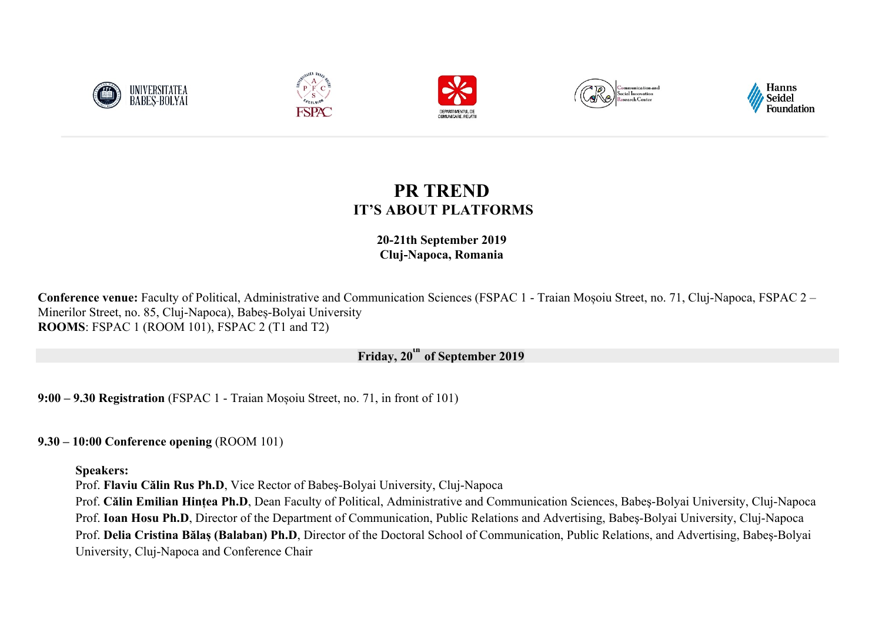# PR TREND

## IT'S ABOUT PLATFORMS

**20-21th September 2019**
**Cluj-Napoca, Romania**

**Conference venue:** Faculty of Political, Administrative and Communication Sciences (FSPAC 1 - Traian Moșoiu Street, no. 71, Cluj-Napoca, FSPAC 2 – Minerilor Street, no. 85, Cluj-Napoca), Babeș-Bolyai University
**ROOMS**: FSPAC 1 (ROOM 101), FSPAC 2 (T1 and T2)

### Friday, 20th of September 2019

**9:00 – 9.30 Registration** (FSPAC 1 - Traian Moșoiu Street, no. 71, in front of 101)

**9.30 – 10:00 Conference opening** (ROOM 101)

**Speakers:**
Prof. **Flaviu Călin Rus Ph.D**, Vice Rector of Babeş-Bolyai University, Cluj-Napoca
Prof. **Călin Emilian Hințea Ph.D**, Dean Faculty of Political, Administrative and Communication Sciences, Babeş-Bolyai University, Cluj-Napoca
Prof. **Ioan Hosu Ph.D**, Director of the Department of Communication, Public Relations and Advertising, Babeş-Bolyai University, Cluj-Napoca
Prof. **Delia Cristina Bălaș (Balaban) Ph.D**, Director of the Doctoral School of Communication, Public Relations, and Advertising, Babeş-Bolyai University, Cluj-Napoca and Conference Chair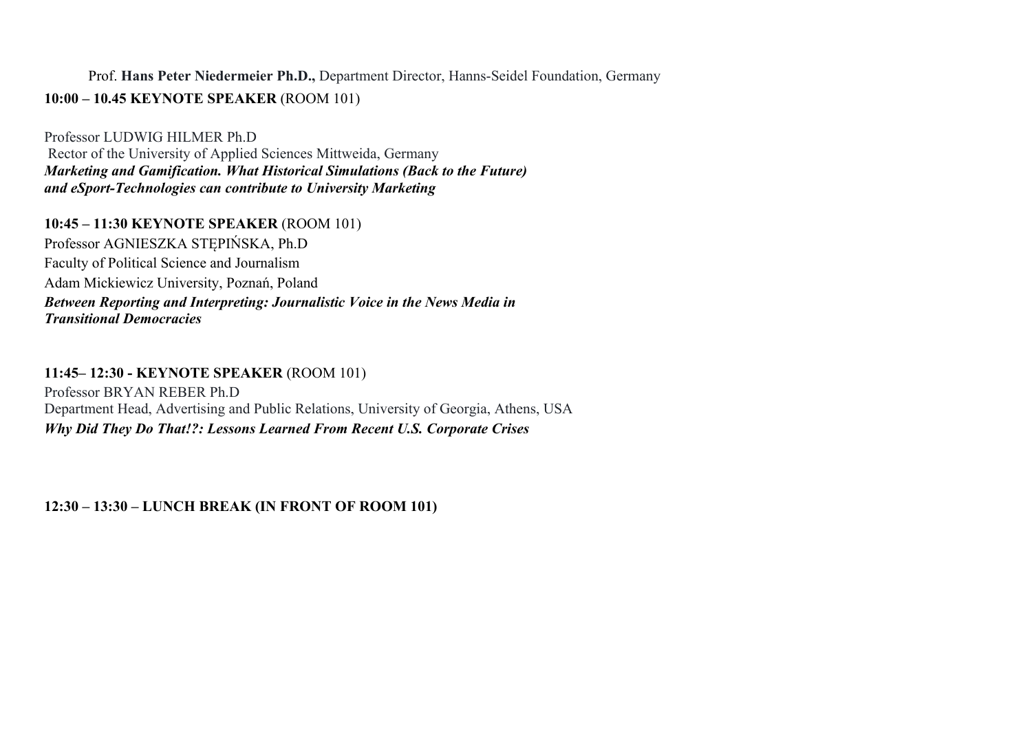Prof. **Hans Peter Niedermeier Ph.D.,** Department Director, Hanns-Seidel Foundation, Germany

**10:00 – 10.45 KEYNOTE SPEAKER** (ROOM 101)

Professor LUDWIG HILMER Ph.D
Rector of the University of Applied Sciences Mittweida, Germany
***Marketing and Gamification. What Historical Simulations (Back to the Future) and eSport-Technologies can contribute to University Marketing***

**10:45 – 11:30 KEYNOTE SPEAKER** (ROOM 101)

Professor AGNIESZKA STĘPIŃSKA, Ph.D
Faculty of Political Science and Journalism
Adam Mickiewicz University, Poznań, Poland
***Between Reporting and Interpreting: Journalistic Voice in the News Media in Transitional Democracies***

**11:45– 12:30 - KEYNOTE SPEAKER** (ROOM 101)

Professor BRYAN REBER Ph.D
Department Head, Advertising and Public Relations, University of Georgia, Athens, USA
***Why Did They Do That!?: Lessons Learned From Recent U.S. Corporate Crises***

**12:30 – 13:30 – LUNCH BREAK (IN FRONT OF ROOM 101)**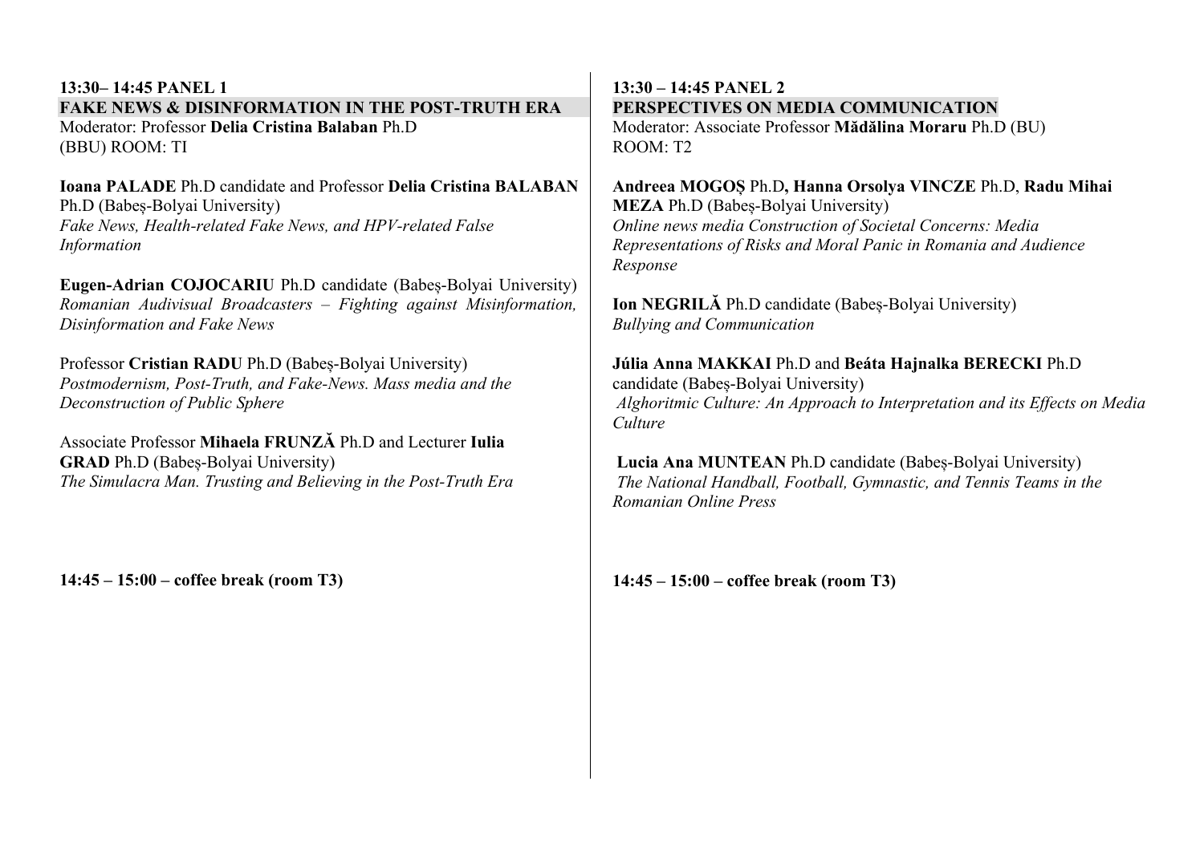**13:30– 14:45 PANEL 1**

**FAKE NEWS & DISINFORMATION IN THE POST-TRUTH ERA**

Moderator: Professor **Delia Cristina Balaban** Ph.D (BBU) ROOM: TI

**Ioana PALADE** Ph.D candidate and Professor **Delia Cristina BALABAN** Ph.D (Babeș-Bolyai University)
*Fake News, Health-related Fake News, and HPV-related False Information*

**Eugen-Adrian COJOCARIU** Ph.D candidate (Babeș-Bolyai University)
*Romanian Audivisual Broadcasters – Fighting against Misinformation, Disinformation and Fake News*

Professor **Cristian RADU** Ph.D (Babeș-Bolyai University)
*Postmodernism, Post-Truth, and Fake-News. Mass media and the Deconstruction of Public Sphere*

Associate Professor **Mihaela FRUNZĂ** Ph.D and Lecturer **Iulia GRAD** Ph.D (Babeș-Bolyai University)
*The Simulacra Man. Trusting and Believing in the Post-Truth Era*

**14:45 – 15:00 – coffee break (room T3)**

**13:30 – 14:45 PANEL 2**

**PERSPECTIVES ON MEDIA COMMUNICATION**

Moderator: Associate Professor **Mădălina Moraru** Ph.D (BU) ROOM: T2

**Andreea MOGOȘ** Ph.D**, Hanna Orsolya VINCZE** Ph.D, **Radu Mihai MEZA** Ph.D (Babeș-Bolyai University)
*Online news media Construction of Societal Concerns: Media Representations of Risks and Moral Panic in Romania and Audience Response*

**Ion NEGRILĂ** Ph.D candidate (Babeș-Bolyai University)
*Bullying and Communication*

**Júlia Anna MAKKAI** Ph.D and **Beáta Hajnalka BERECKI** Ph.D candidate (Babeș-Bolyai University)
*Alghoritmic Culture: An Approach to Interpretation and its Effects on Media Culture*

**Lucia Ana MUNTEAN** Ph.D candidate (Babeș-Bolyai University)
*The National Handball, Football, Gymnastic, and Tennis Teams in the Romanian Online Press*

**14:45 – 15:00 – coffee break (room T3)**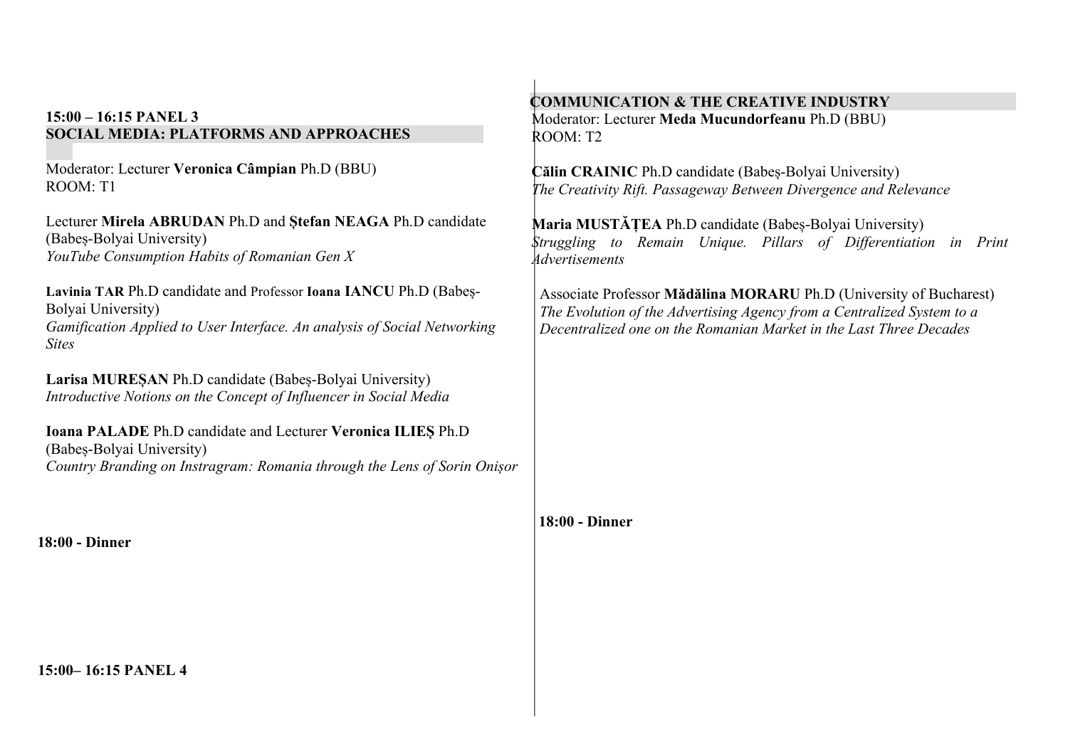**15:00 – 16:15 PANEL 3**
**SOCIAL MEDIA: PLATFORMS AND APPROACHES**

Moderator: Lecturer **Veronica Câmpian** Ph.D (BBU)
ROOM: T1

Lecturer **Mirela ABRUDAN** Ph.D and **Ștefan NEAGA** Ph.D candidate (Babeș-Bolyai University)
*YouTube Consumption Habits of Romanian Gen X*

**Lavinia TAR** Ph.D candidate and Professor **Ioana IANCU** Ph.D (Babeș-Bolyai University)
*Gamification Applied to User Interface. An analysis of Social Networking Sites*

**Larisa MUREȘAN** Ph.D candidate (Babeș-Bolyai University)
*Introductive Notions on the Concept of Influencer in Social Media*

**Ioana PALADE** Ph.D candidate and Lecturer **Veronica ILIEȘ** Ph.D (Babeș-Bolyai University)
*Country Branding on Instragram: Romania through the Lens of Sorin Onișor*

**18:00 - Dinner**

**15:00– 16:15 PANEL 4**

**COMMUNICATION & THE CREATIVE INDUSTRY**

Moderator: Lecturer **Meda Mucundorfeanu** Ph.D (BBU)
ROOM: T2

**Călin CRAINIC** Ph.D candidate (Babeș-Bolyai University)
*The Creativity Rift. Passageway Between Divergence and Relevance*

**Maria MUSTĂȚEA** Ph.D candidate (Babeș-Bolyai University)
*Struggling to Remain Unique. Pillars of Differentiation in Print Advertisements*

Associate Professor **Mădălina MORARU** Ph.D (University of Bucharest)
*The Evolution of the Advertising Agency from a Centralized System to a Decentralized one on the Romanian Market in the Last Three Decades*

**18:00 - Dinner**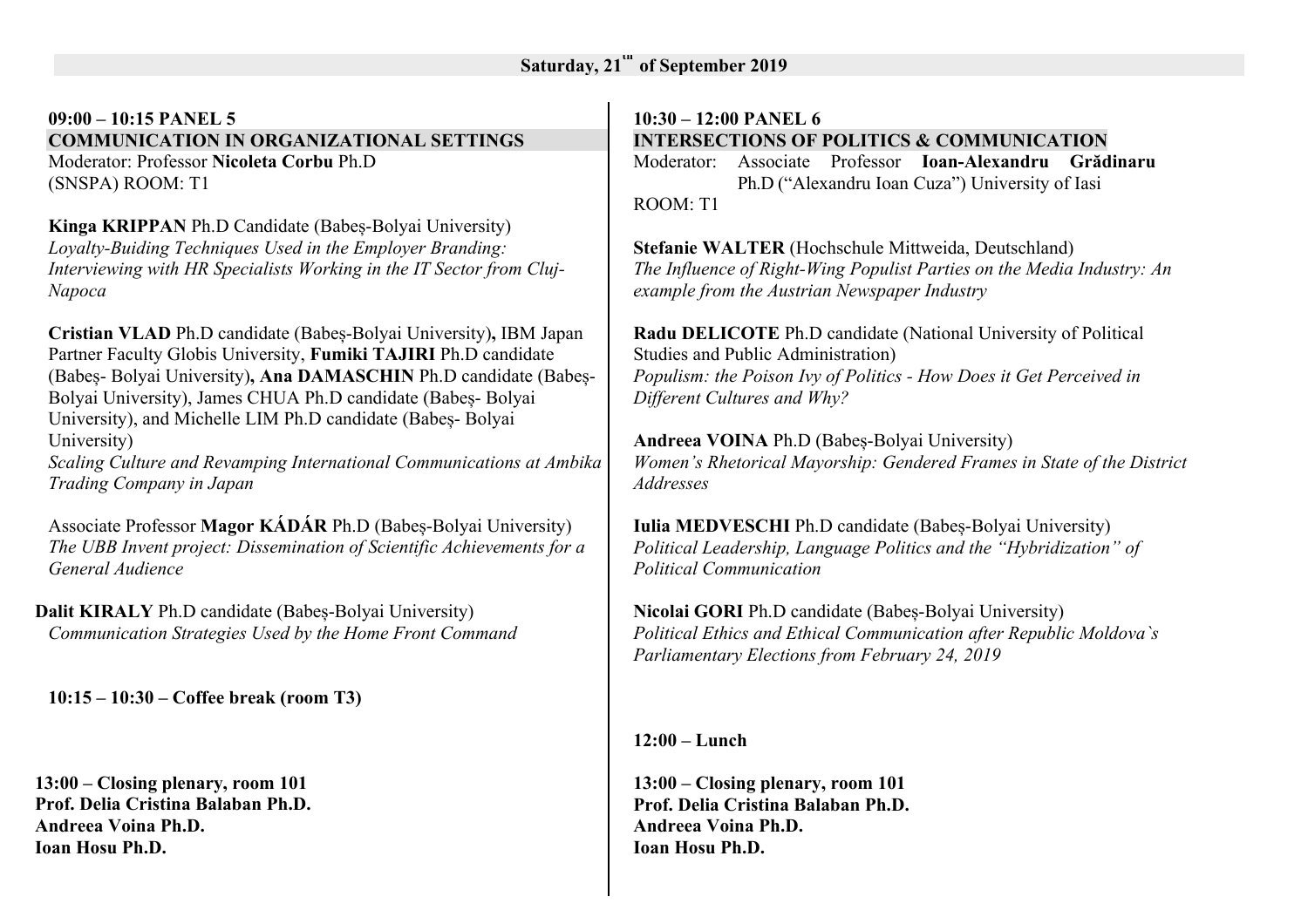## Saturday, 21st of September 2019

**09:00 – 10:15 PANEL 5**
**COMMUNICATION IN ORGANIZATIONAL SETTINGS**
Moderator: Professor **Nicoleta Corbu** Ph.D
(SNSPA) ROOM: T1

**Kinga KRIPPAN** Ph.D Candidate (Babeș-Bolyai University)
*Loyalty-Buiding Techniques Used in the Employer Branding: Interviewing with HR Specialists Working in the IT Sector from Cluj-Napoca*

**Cristian VLAD** Ph.D candidate (Babeș-Bolyai University)**,** IBM Japan Partner Faculty Globis University, **Fumiki TAJIRI** Ph.D candidate (Babeș- Bolyai University)**, Ana DAMASCHIN** Ph.D candidate (Babeș-Bolyai University), James CHUA Ph.D candidate (Babeș- Bolyai University), and Michelle LIM Ph.D candidate (Babeș- Bolyai University)
*Scaling Culture and Revamping International Communications at Ambika Trading Company in Japan*

Associate Professor **Magor KÁDÁR** Ph.D (Babeș-Bolyai University)
*The UBB Invent project: Dissemination of Scientific Achievements for a General Audience*

**Dalit KIRALY** Ph.D candidate (Babeș-Bolyai University)
*Communication Strategies Used by the Home Front Command*

**10:15 – 10:30 – Coffee break (room T3)**

**10:30 – 12:00 PANEL 6**
**INTERSECTIONS OF POLITICS & COMMUNICATION**
Moderator: Associate Professor **Ioan-Alexandru Grădinaru** Ph.D ("Alexandru Ioan Cuza") University of Iasi
ROOM: T1

**Stefanie WALTER** (Hochschule Mittweida, Deutschland)
*The Influence of Right-Wing Populist Parties on the Media Industry: An example from the Austrian Newspaper Industry*

**Radu DELICOTE** Ph.D candidate (National University of Political Studies and Public Administration)
*Populism: the Poison Ivy of Politics - How Does it Get Perceived in Different Cultures and Why?*

**Andreea VOINA** Ph.D (Babeș-Bolyai University)
*Women's Rhetorical Mayorship: Gendered Frames in State of the District Addresses*

**Iulia MEDVESCHI** Ph.D candidate (Babeș-Bolyai University)
*Political Leadership, Language Politics and the "Hybridization" of Political Communication*

**Nicolai GORI** Ph.D candidate (Babeș-Bolyai University)
*Political Ethics and Ethical Communication after Republic Moldova`s Parliamentary Elections from February 24, 2019*

**12:00 – Lunch**

**13:00 – Closing plenary, room 101**
**Prof. Delia Cristina Balaban Ph.D.**
**Andreea Voina Ph.D.**
**Ioan Hosu Ph.D.**